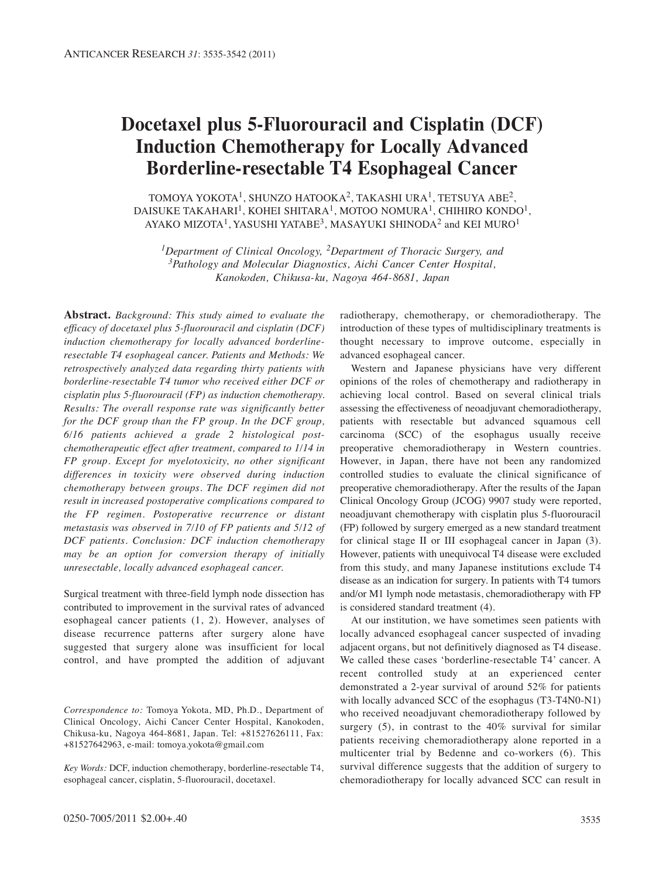# Docetaxel plus 5-Fluorouracil and Cisplatin (DCF) Induction Chemotherapy for Locally Advanced Borderline-resectable T4 Esophageal Cancer

TOMOYA YOKOTA[1], SHUNZO HATOOKA[2], TAKASHI URA[1], TETSUYA ABE[2], DAISUKE TAKAHARI[1], KOHEI SHITARA[1], MOTOO NOMURA[1], CHIHIRO KONDO[1], AYAKO MIZOTA[1], YASUSHI YATABE[3], MASAYUKI SHINODA[2] and KEI MURO[1]

*[1]Department of Clinical Oncology, [2]Department of Thoracic Surgery, and [3]Pathology and Molecular Diagnostics, Aichi Cancer Center Hospital, Kanokoden, Chikusa-ku, Nagoya 464-8681, Japan*

**Abstract.** *Background: This study aimed to evaluate the efficacy of docetaxel plus 5-fluorouracil and cisplatin (DCF) induction chemotherapy for locally advanced borderline-resectable T4 esophageal cancer. Patients and Methods: We retrospectively analyzed data regarding thirty patients with borderline-resectable T4 tumor who received either DCF or cisplatin plus 5-fluorouracil (FP) as induction chemotherapy. Results: The overall response rate was significantly better for the DCF group than the FP group. In the DCF group, 6/16 patients achieved a grade 2 histological post-chemotherapeutic effect after treatment, compared to 1/14 in FP group. Except for myelotoxicity, no other significant differences in toxicity were observed during induction chemotherapy between groups. The DCF regimen did not result in increased postoperative complications compared to the FP regimen. Postoperative recurrence or distant metastasis was observed in 7/10 of FP patients and 5/12 of DCF patients. Conclusion: DCF induction chemotherapy may be an option for conversion therapy of initially unresectable, locally advanced esophageal cancer.*

Surgical treatment with three-field lymph node dissection has contributed to improvement in the survival rates of advanced esophageal cancer patients (1, 2). However, analyses of disease recurrence patterns after surgery alone have suggested that surgery alone was insufficient for local control, and have prompted the addition of adjuvant radiotherapy, chemotherapy, or chemoradiotherapy. The introduction of these types of multidisciplinary treatments is thought necessary to improve outcome, especially in advanced esophageal cancer.

Western and Japanese physicians have very different opinions of the roles of chemotherapy and radiotherapy in achieving local control. Based on several clinical trials assessing the effectiveness of neoadjuvant chemoradiotherapy, patients with resectable but advanced squamous cell carcinoma (SCC) of the esophagus usually receive preoperative chemoradiotherapy in Western countries. However, in Japan, there have not been any randomized controlled studies to evaluate the clinical significance of preoperative chemoradiotherapy. After the results of the Japan Clinical Oncology Group (JCOG) 9907 study were reported, neoadjuvant chemotherapy with cisplatin plus 5-fluorouracil (FP) followed by surgery emerged as a new standard treatment for clinical stage II or III esophageal cancer in Japan (3). However, patients with unequivocal T4 disease were excluded from this study, and many Japanese institutions exclude T4 disease as an indication for surgery. In patients with T4 tumors and/or M1 lymph node metastasis, chemoradiotherapy with FP is considered standard treatment (4).

At our institution, we have sometimes seen patients with locally advanced esophageal cancer suspected of invading adjacent organs, but not definitively diagnosed as T4 disease. We called these cases 'borderline-resectable T4' cancer. A recent controlled study at an experienced center demonstrated a 2-year survival of around 52% for patients with locally advanced SCC of the esophagus (T3-T4N0-N1) who received neoadjuvant chemoradiotherapy followed by surgery (5), in contrast to the 40% survival for similar patients receiving chemoradiotherapy alone reported in a multicenter trial by Bedenne and co-workers (6). This survival difference suggests that the addition of surgery to chemoradiotherapy for locally advanced SCC can result in

*Correspondence to:* Tomoya Yokota, MD, Ph.D., Department of Clinical Oncology, Aichi Cancer Center Hospital, Kanokoden, Chikusa-ku, Nagoya 464-8681, Japan. Tel: +81527626111, Fax: +81527642963, e-mail: tomoya.yokota@gmail.com

*Key Words:* DCF, induction chemotherapy, borderline-resectable T4, esophageal cancer, cisplatin, 5-fluorouracil, docetaxel.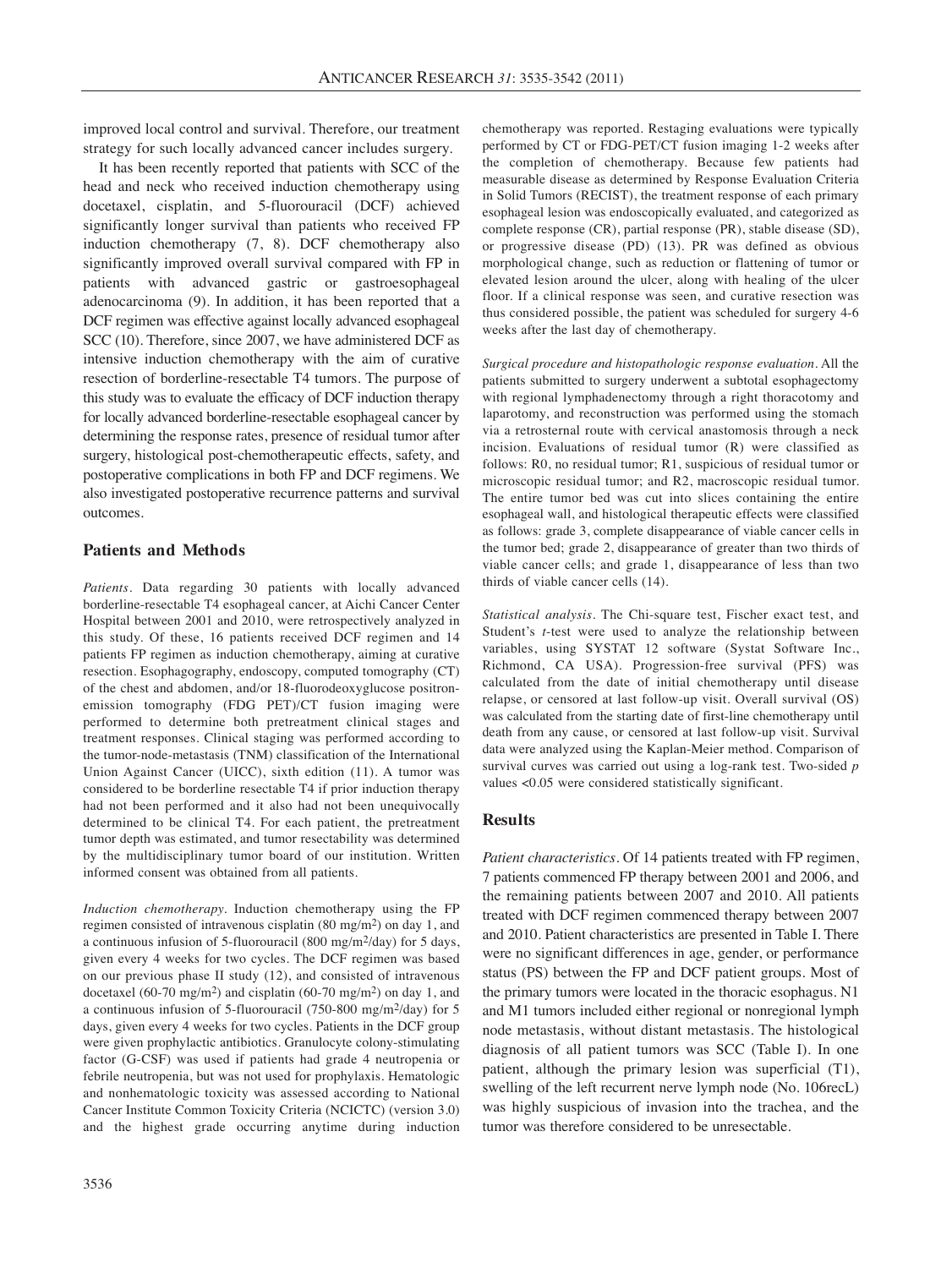improved local control and survival. Therefore, our treatment strategy for such locally advanced cancer includes surgery.

It has been recently reported that patients with SCC of the head and neck who received induction chemotherapy using docetaxel, cisplatin, and 5-fluorouracil (DCF) achieved significantly longer survival than patients who received FP induction chemotherapy (7, 8). DCF chemotherapy also significantly improved overall survival compared with FP in patients with advanced gastric or gastroesophageal adenocarcinoma (9). In addition, it has been reported that a DCF regimen was effective against locally advanced esophageal SCC (10). Therefore, since 2007, we have administered DCF as intensive induction chemotherapy with the aim of curative resection of borderline-resectable T4 tumors. The purpose of this study was to evaluate the efficacy of DCF induction therapy for locally advanced borderline-resectable esophageal cancer by determining the response rates, presence of residual tumor after surgery, histological post-chemotherapeutic effects, safety, and postoperative complications in both FP and DCF regimens. We also investigated postoperative recurrence patterns and survival outcomes.

## Patients and Methods

*Patients.* Data regarding 30 patients with locally advanced borderline-resectable T4 esophageal cancer, at Aichi Cancer Center Hospital between 2001 and 2010, were retrospectively analyzed in this study. Of these, 16 patients received DCF regimen and 14 patients FP regimen as induction chemotherapy, aiming at curative resection. Esophagography, endoscopy, computed tomography (CT) of the chest and abdomen, and/or 18-fluorodeoxyglucose positron-emission tomography (FDG PET)/CT fusion imaging were performed to determine both pretreatment clinical stages and treatment responses. Clinical staging was performed according to the tumor-node-metastasis (TNM) classification of the International Union Against Cancer (UICC), sixth edition (11). A tumor was considered to be borderline resectable T4 if prior induction therapy had not been performed and it also had not been unequivocally determined to be clinical T4. For each patient, the pretreatment tumor depth was estimated, and tumor resectability was determined by the multidisciplinary tumor board of our institution. Written informed consent was obtained from all patients.

*Induction chemotherapy.* Induction chemotherapy using the FP regimen consisted of intravenous cisplatin (80 mg/m$^2$) on day 1, and a continuous infusion of 5-fluorouracil (800 mg/m$^2$/day) for 5 days, given every 4 weeks for two cycles. The DCF regimen was based on our previous phase II study (12), and consisted of intravenous docetaxel (60-70 mg/m$^2$) and cisplatin (60-70 mg/m$^2$) on day 1, and a continuous infusion of 5-fluorouracil (750-800 mg/m$^2$/day) for 5 days, given every 4 weeks for two cycles. Patients in the DCF group were given prophylactic antibiotics. Granulocyte colony-stimulating factor (G-CSF) was used if patients had grade 4 neutropenia or febrile neutropenia, but was not used for prophylaxis. Hematologic and nonhematologic toxicity was assessed according to National Cancer Institute Common Toxicity Criteria (NCICTC) (version 3.0) and the highest grade occurring anytime during induction chemotherapy was reported. Restaging evaluations were typically performed by CT or FDG-PET/CT fusion imaging 1-2 weeks after the completion of chemotherapy. Because few patients had measurable disease as determined by Response Evaluation Criteria in Solid Tumors (RECIST), the treatment response of each primary esophageal lesion was endoscopically evaluated, and categorized as complete response (CR), partial response (PR), stable disease (SD), or progressive disease (PD) (13). PR was defined as obvious morphological change, such as reduction or flattening of tumor or elevated lesion around the ulcer, along with healing of the ulcer floor. If a clinical response was seen, and curative resection was thus considered possible, the patient was scheduled for surgery 4-6 weeks after the last day of chemotherapy.

*Surgical procedure and histopathologic response evaluation.* All the patients submitted to surgery underwent a subtotal esophagectomy with regional lymphadenectomy through a right thoracotomy and laparotomy, and reconstruction was performed using the stomach via a retrosternal route with cervical anastomosis through a neck incision. Evaluations of residual tumor (R) were classified as follows: R0, no residual tumor; R1, suspicious of residual tumor or microscopic residual tumor; and R2, macroscopic residual tumor. The entire tumor bed was cut into slices containing the entire esophageal wall, and histological therapeutic effects were classified as follows: grade 3, complete disappearance of viable cancer cells in the tumor bed; grade 2, disappearance of greater than two thirds of viable cancer cells; and grade 1, disappearance of less than two thirds of viable cancer cells (14).

*Statistical analysis.* The Chi-square test, Fischer exact test, and Student's *t*-test were used to analyze the relationship between variables, using SYSTAT 12 software (Systat Software Inc., Richmond, CA USA). Progression-free survival (PFS) was calculated from the date of initial chemotherapy until disease relapse, or censored at last follow-up visit. Overall survival (OS) was calculated from the starting date of first-line chemotherapy until death from any cause, or censored at last follow-up visit. Survival data were analyzed using the Kaplan-Meier method. Comparison of survival curves was carried out using a log-rank test. Two-sided $p$ values <0.05 were considered statistically significant.

## Results

*Patient characteristics.* Of 14 patients treated with FP regimen, 7 patients commenced FP therapy between 2001 and 2006, and the remaining patients between 2007 and 2010. All patients treated with DCF regimen commenced therapy between 2007 and 2010. Patient characteristics are presented in Table I. There were no significant differences in age, gender, or performance status (PS) between the FP and DCF patient groups. Most of the primary tumors were located in the thoracic esophagus. N1 and M1 tumors included either regional or nonregional lymph node metastasis, without distant metastasis. The histological diagnosis of all patient tumors was SCC (Table I). In one patient, although the primary lesion was superficial (T1), swelling of the left recurrent nerve lymph node (No. 106recL) was highly suspicious of invasion into the trachea, and the tumor was therefore considered to be unresectable.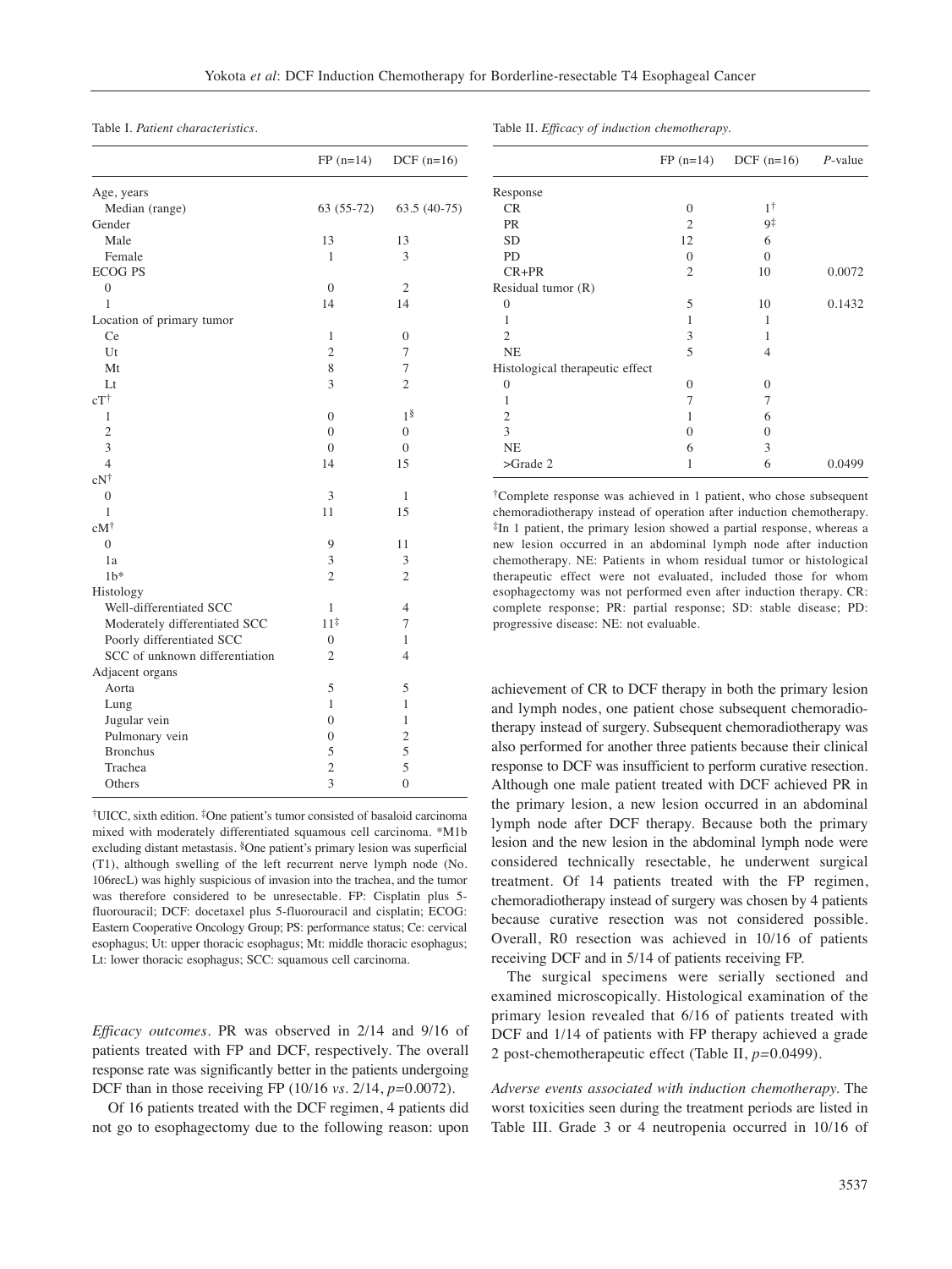Table I. *Patient characteristics.*

| | FP (n=14) | DCF (n=16) |
|---|---|---|
| Age, years | | |
| Median (range) | 63 (55-72) | 63.5 (40-75) |
| Gender | | |
| Male | 13 | 13 |
| Female | 1 | 3 |
| ECOG PS | | |
| 0 | 0 | 2 |
| 1 | 14 | 14 |
| Location of primary tumor | | |
| Ce | 1 | 0 |
| Ut | 2 | 7 |
| Mt | 8 | 7 |
| Lt | 3 | 2 |
| cT† | | |
| 1 | 0 | 1§ |
| 2 | 0 | 0 |
| 3 | 0 | 0 |
| 4 | 14 | 15 |
| cN† | | |
| 0 | 3 | 1 |
| 1 | 11 | 15 |
| cM† | | |
| 0 | 9 | 11 |
| 1a | 3 | 3 |
| 1b* | 2 | 2 |
| Histology | | |
| Well-differentiated SCC | 1 | 4 |
| Moderately differentiated SCC | 11‡ | 7 |
| Poorly differentiated SCC | 0 | 1 |
| SCC of unknown differentiation | 2 | 4 |
| Adjacent organs | | |
| Aorta | 5 | 5 |
| Lung | 1 | 1 |
| Jugular vein | 0 | 1 |
| Pulmonary vein | 0 | 2 |
| Bronchus | 5 | 5 |
| Trachea | 2 | 5 |
| Others | 3 | 0 |

†UICC, sixth edition. ‡One patient's tumor consisted of basaloid carcinoma mixed with moderately differentiated squamous cell carcinoma. *M1b excluding distant metastasis. §One patient's primary lesion was superficial (T1), although swelling of the left recurrent nerve lymph node (No. 106recL) was highly suspicious of invasion into the trachea, and the tumor was therefore considered to be unresectable. FP: Cisplatin plus 5-fluorouracil; DCF: docetaxel plus 5-fluorouracil and cisplatin; ECOG: Eastern Cooperative Oncology Group; PS: performance status; Ce: cervical esophagus; Ut: upper thoracic esophagus; Mt: middle thoracic esophagus; Lt: lower thoracic esophagus; SCC: squamous cell carcinoma.

*Efficacy outcomes*. PR was observed in 2/14 and 9/16 of patients treated with FP and DCF, respectively. The overall response rate was significantly better in the patients undergoing DCF than in those receiving FP (10/16 *vs*. 2/14, $p=0.0072$).

Of 16 patients treated with the DCF regimen, 4 patients did not go to esophagectomy due to the following reason: upon achievement of CR to DCF therapy in both the primary lesion and lymph nodes, one patient chose subsequent chemoradiotherapy instead of surgery. Subsequent chemoradiotherapy was also performed for another three patients because their clinical response to DCF was insufficient to perform curative resection. Although one male patient treated with DCF achieved PR in the primary lesion, a new lesion occurred in an abdominal lymph node after DCF therapy. Because both the primary lesion and the new lesion in the abdominal lymph node were considered technically resectable, he underwent surgical treatment. Of 14 patients treated with the FP regimen, chemoradiotherapy instead of surgery was chosen by 4 patients because curative resection was not considered possible. Overall, R0 resection was achieved in 10/16 of patients receiving DCF and in 5/14 of patients receiving FP.

Table II. *Efficacy of induction chemotherapy.*

| | FP (n=14) | DCF (n=16) | *P*-value |
|---|---|---|---|
| Response | | | |
| CR | 0 | 1† | |
| PR | 2 | 9‡ | |
| SD | 12 | 6 | |
| PD | 0 | 0 | |
| CR+PR | 2 | 10 | 0.0072 |
| Residual tumor (R) | | | |
| 0 | 5 | 10 | 0.1432 |
| 1 | 1 | 1 | |
| 2 | 3 | 1 | |
| NE | 5 | 4 | |
| Histological therapeutic effect | | | |
| 0 | 0 | 0 | |
| 1 | 7 | 7 | |
| 2 | 1 | 6 | |
| 3 | 0 | 0 | |
| NE | 6 | 3 | |
| >Grade 2 | 1 | 6 | 0.0499 |

†Complete response was achieved in 1 patient, who chose subsequent chemoradiotherapy instead of operation after induction chemotherapy. ‡In 1 patient, the primary lesion showed a partial response, whereas a new lesion occurred in an abdominal lymph node after induction chemotherapy. NE: Patients in whom residual tumor or histological therapeutic effect were not evaluated, included those for whom esophagectomy was not performed even after induction therapy. CR: complete response; PR: partial response; SD: stable disease; PD: progressive disease: NE: not evaluable.

The surgical specimens were serially sectioned and examined microscopically. Histological examination of the primary lesion revealed that 6/16 of patients treated with DCF and 1/14 of patients with FP therapy achieved a grade 2 post-chemotherapeutic effect (Table II, $p=0.0499$).

*Adverse events associated with induction chemotherapy.* The worst toxicities seen during the treatment periods are listed in Table III. Grade 3 or 4 neutropenia occurred in 10/16 of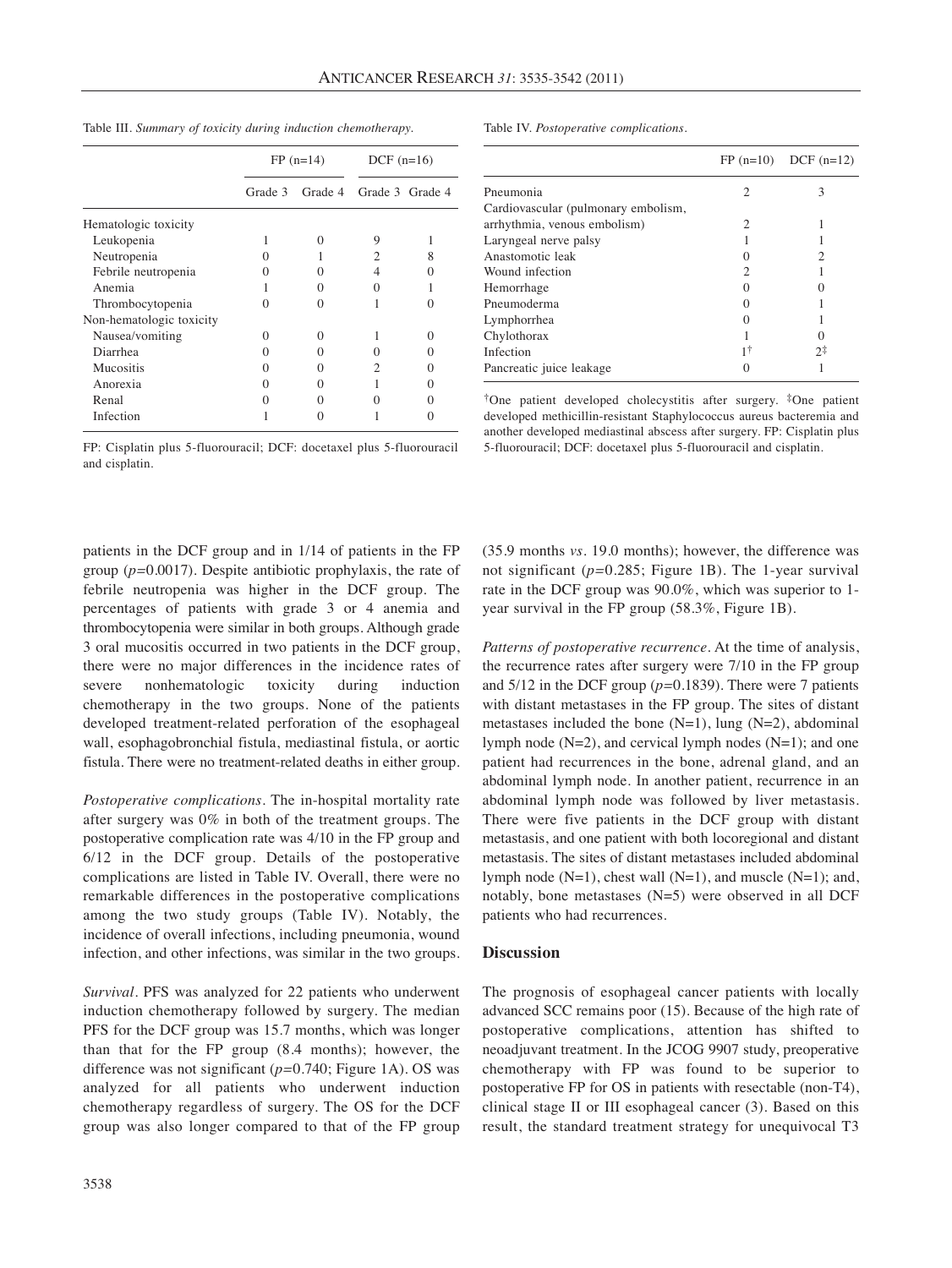Table III. *Summary of toxicity during induction chemotherapy.*

| | FP (n=14) | | DCF (n=16) | |
|---|---|---|---|---|
| | Grade 3 | Grade 4 | Grade 3 | Grade 4 |
| Hematologic toxicity | | | | |
| Leukopenia | 1 | 0 | 9 | 1 |
| Neutropenia | 0 | 1 | 2 | 8 |
| Febrile neutropenia | 0 | 0 | 4 | 0 |
| Anemia | 1 | 0 | 0 | 1 |
| Thrombocytopenia | 0 | 0 | 1 | 0 |
| Non-hematologic toxicity | | | | |
| Nausea/vomiting | 0 | 0 | 1 | 0 |
| Diarrhea | 0 | 0 | 0 | 0 |
| Mucositis | 0 | 0 | 2 | 0 |
| Anorexia | 0 | 0 | 1 | 0 |
| Renal | 0 | 0 | 0 | 0 |
| Infection | 1 | 0 | 1 | 0 |

FP: Cisplatin plus 5-fluorouracil; DCF: docetaxel plus 5-fluorouracil and cisplatin.

Table IV. *Postoperative complications.*

| | FP (n=10) | DCF (n=12) |
|---|---|---|
| Pneumonia | 2 | 3 |
| Cardiovascular (pulmonary embolism, arrhythmia, venous embolism) | 2 | 1 |
| Laryngeal nerve palsy | 1 | 1 |
| Anastomotic leak | 0 | 2 |
| Wound infection | 2 | 1 |
| Hemorrhage | 0 | 0 |
| Pneumoderma | 0 | 1 |
| Lymphorrhea | 0 | 1 |
| Chylothorax | 1 | 0 |
| Infection | 1† | 2‡ |
| Pancreatic juice leakage | 0 | 1 |

†One patient developed cholecystitis after surgery. ‡One patient developed methicillin-resistant Staphylococcus aureus bacteremia and another developed mediastinal abscess after surgery. FP: Cisplatin plus 5-fluorouracil; DCF: docetaxel plus 5-fluorouracil and cisplatin.

patients in the DCF group and in 1/14 of patients in the FP group ($p=0.0017$). Despite antibiotic prophylaxis, the rate of febrile neutropenia was higher in the DCF group. The percentages of patients with grade 3 or 4 anemia and thrombocytopenia were similar in both groups. Although grade 3 oral mucositis occurred in two patients in the DCF group, there were no major differences in the incidence rates of severe nonhematologic toxicity during induction chemotherapy in the two groups. None of the patients developed treatment-related perforation of the esophageal wall, esophagobronchial fistula, mediastinal fistula, or aortic fistula. There were no treatment-related deaths in either group.

*Postoperative complications.* The in-hospital mortality rate after surgery was 0% in both of the treatment groups. The postoperative complication rate was 4/10 in the FP group and 6/12 in the DCF group. Details of the postoperative complications are listed in Table IV. Overall, there were no remarkable differences in the postoperative complications among the two study groups (Table IV). Notably, the incidence of overall infections, including pneumonia, wound infection, and other infections, was similar in the two groups.

*Survival.* PFS was analyzed for 22 patients who underwent induction chemotherapy followed by surgery. The median PFS for the DCF group was 15.7 months, which was longer than that for the FP group (8.4 months); however, the difference was not significant ($p=0.740$; Figure 1A). OS was analyzed for all patients who underwent induction chemotherapy regardless of surgery. The OS for the DCF group was also longer compared to that of the FP group (35.9 months *vs.* 19.0 months); however, the difference was not significant ($p=0.285$; Figure 1B). The 1-year survival rate in the DCF group was 90.0%, which was superior to 1-year survival in the FP group (58.3%, Figure 1B).

*Patterns of postoperative recurrence.* At the time of analysis, the recurrence rates after surgery were 7/10 in the FP group and 5/12 in the DCF group ($p=0.1839$). There were 7 patients with distant metastases in the FP group. The sites of distant metastases included the bone (N=1), lung (N=2), abdominal lymph node (N=2), and cervical lymph nodes (N=1); and one patient had recurrences in the bone, adrenal gland, and an abdominal lymph node. In another patient, recurrence in an abdominal lymph node was followed by liver metastasis. There were five patients in the DCF group with distant metastasis, and one patient with both locoregional and distant metastasis. The sites of distant metastases included abdominal lymph node (N=1), chest wall (N=1), and muscle (N=1); and, notably, bone metastases (N=5) were observed in all DCF patients who had recurrences.

## Discussion

The prognosis of esophageal cancer patients with locally advanced SCC remains poor (15). Because of the high rate of postoperative complications, attention has shifted to neoadjuvant treatment. In the JCOG 9907 study, preoperative chemotherapy with FP was found to be superior to postoperative FP for OS in patients with resectable (non-T4), clinical stage II or III esophageal cancer (3). Based on this result, the standard treatment strategy for unequivocal T3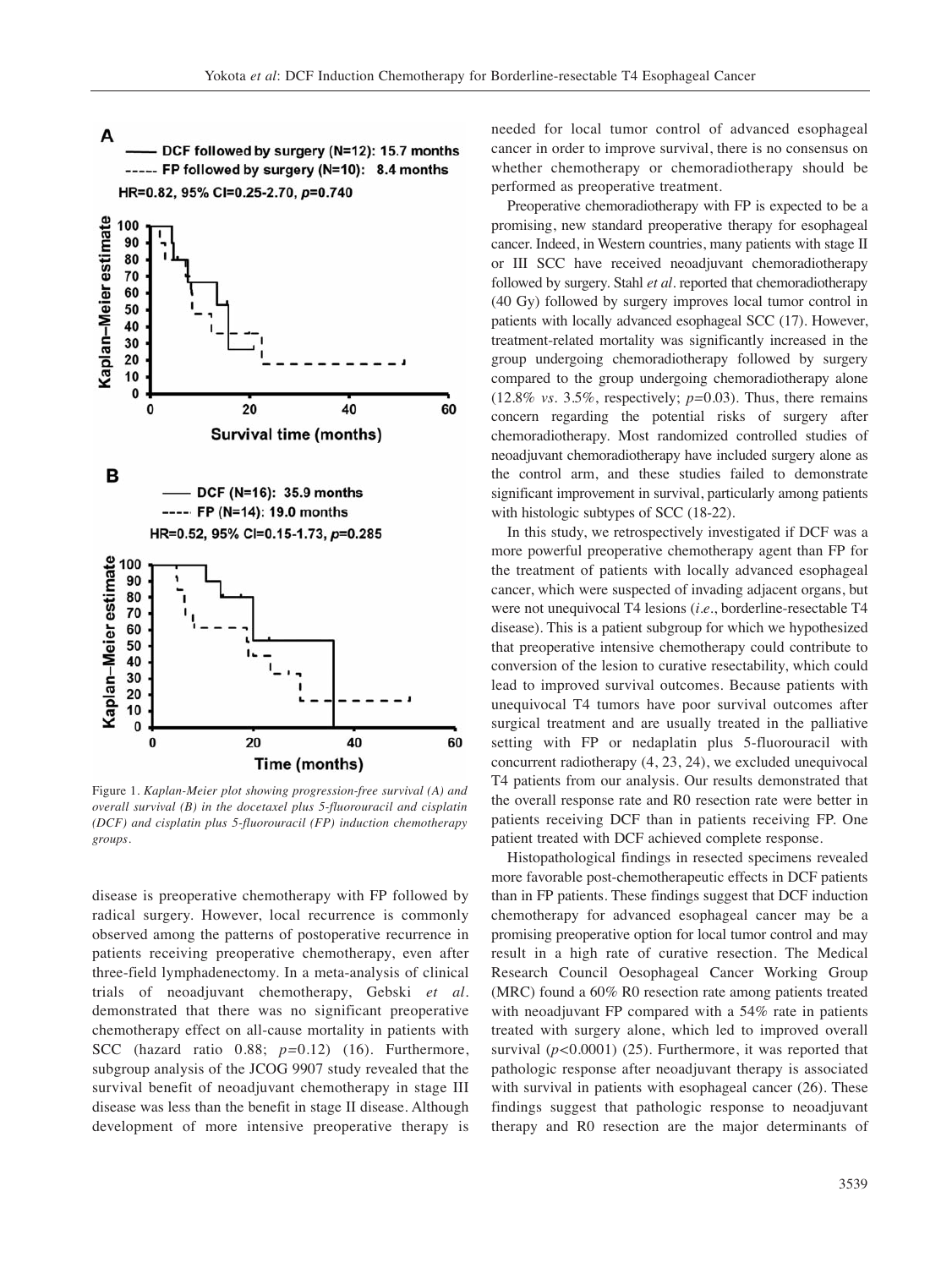Figure 1. *Kaplan-Meier plot showing progression-free survival (A) and overall survival (B) in the docetaxel plus 5-fluorouracil and cisplatin (DCF) and cisplatin plus 5-fluorouracil (FP) induction chemotherapy groups.*

disease is preoperative chemotherapy with FP followed by radical surgery. However, local recurrence is commonly observed among the patterns of postoperative recurrence in patients receiving preoperative chemotherapy, even after three-field lymphadenectomy. In a meta-analysis of clinical trials of neoadjuvant chemotherapy, Gebski *et al*. demonstrated that there was no significant preoperative chemotherapy effect on all-cause mortality in patients with SCC (hazard ratio 0.88; $p=0.12$) (16). Furthermore, subgroup analysis of the JCOG 9907 study revealed that the survival benefit of neoadjuvant chemotherapy in stage III disease was less than the benefit in stage II disease. Although development of more intensive preoperative therapy is needed for local tumor control of advanced esophageal cancer in order to improve survival, there is no consensus on whether chemotherapy or chemoradiotherapy should be performed as preoperative treatment.

Preoperative chemoradiotherapy with FP is expected to be a promising, new standard preoperative therapy for esophageal cancer. Indeed, in Western countries, many patients with stage II or III SCC have received neoadjuvant chemoradiotherapy followed by surgery. Stahl *et al*. reported that chemoradiotherapy (40 Gy) followed by surgery improves local tumor control in patients with locally advanced esophageal SCC (17). However, treatment-related mortality was significantly increased in the group undergoing chemoradiotherapy followed by surgery compared to the group undergoing chemoradiotherapy alone (12.8% *vs*. 3.5%, respectively; $p=0.03$). Thus, there remains concern regarding the potential risks of surgery after chemoradiotherapy. Most randomized controlled studies of neoadjuvant chemoradiotherapy have included surgery alone as the control arm, and these studies failed to demonstrate significant improvement in survival, particularly among patients with histologic subtypes of SCC (18-22).

In this study, we retrospectively investigated if DCF was a more powerful preoperative chemotherapy agent than FP for the treatment of patients with locally advanced esophageal cancer, which were suspected of invading adjacent organs, but were not unequivocal T4 lesions (*i.e*., borderline-resectable T4 disease). This is a patient subgroup for which we hypothesized that preoperative intensive chemotherapy could contribute to conversion of the lesion to curative resectability, which could lead to improved survival outcomes. Because patients with unequivocal T4 tumors have poor survival outcomes after surgical treatment and are usually treated in the palliative setting with FP or nedaplatin plus 5-fluorouracil with concurrent radiotherapy (4, 23, 24), we excluded unequivocal T4 patients from our analysis. Our results demonstrated that the overall response rate and R0 resection rate were better in patients receiving DCF than in patients receiving FP. One patient treated with DCF achieved complete response.

Histopathological findings in resected specimens revealed more favorable post-chemotherapeutic effects in DCF patients than in FP patients. These findings suggest that DCF induction chemotherapy for advanced esophageal cancer may be a promising preoperative option for local tumor control and may result in a high rate of curative resection. The Medical Research Council Oesophageal Cancer Working Group (MRC) found a 60% R0 resection rate among patients treated with neoadjuvant FP compared with a 54% rate in patients treated with surgery alone, which led to improved overall survival ($p<0.0001$) (25). Furthermore, it was reported that pathologic response after neoadjuvant therapy is associated with survival in patients with esophageal cancer (26). These findings suggest that pathologic response to neoadjuvant therapy and R0 resection are the major determinants of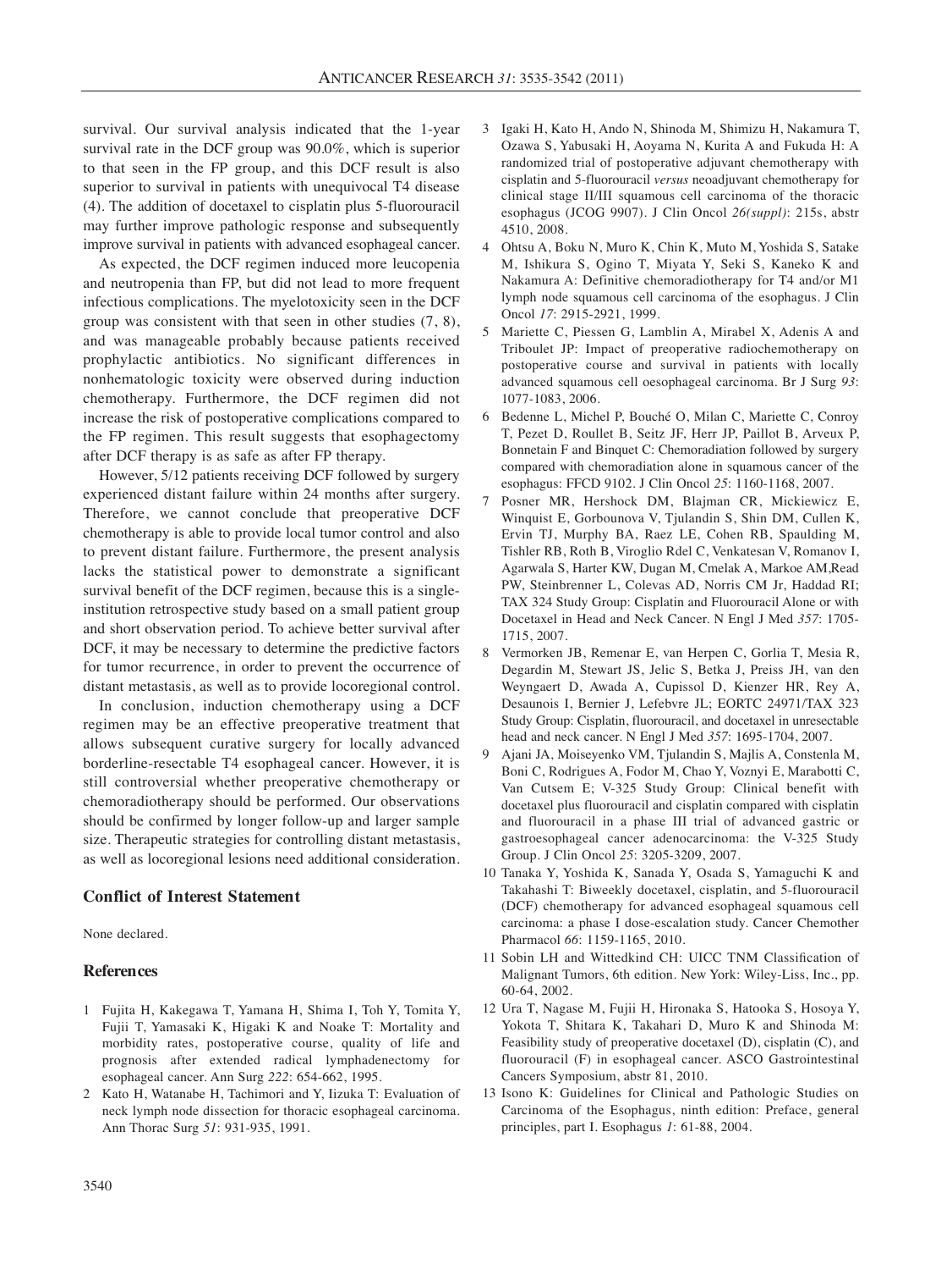survival. Our survival analysis indicated that the 1-year survival rate in the DCF group was 90.0%, which is superior to that seen in the FP group, and this DCF result is also superior to survival in patients with unequivocal T4 disease (4). The addition of docetaxel to cisplatin plus 5-fluorouracil may further improve pathologic response and subsequently improve survival in patients with advanced esophageal cancer.

As expected, the DCF regimen induced more leucopenia and neutropenia than FP, but did not lead to more frequent infectious complications. The myelotoxicity seen in the DCF group was consistent with that seen in other studies (7, 8), and was manageable probably because patients received prophylactic antibiotics. No significant differences in nonhematologic toxicity were observed during induction chemotherapy. Furthermore, the DCF regimen did not increase the risk of postoperative complications compared to the FP regimen. This result suggests that esophagectomy after DCF therapy is as safe as after FP therapy.

However, 5/12 patients receiving DCF followed by surgery experienced distant failure within 24 months after surgery. Therefore, we cannot conclude that preoperative DCF chemotherapy is able to provide local tumor control and also to prevent distant failure. Furthermore, the present analysis lacks the statistical power to demonstrate a significant survival benefit of the DCF regimen, because this is a single-institution retrospective study based on a small patient group and short observation period. To achieve better survival after DCF, it may be necessary to determine the predictive factors for tumor recurrence, in order to prevent the occurrence of distant metastasis, as well as to provide locoregional control.

In conclusion, induction chemotherapy using a DCF regimen may be an effective preoperative treatment that allows subsequent curative surgery for locally advanced borderline-resectable T4 esophageal cancer. However, it is still controversial whether preoperative chemotherapy or chemoradiotherapy should be performed. Our observations should be confirmed by longer follow-up and larger sample size. Therapeutic strategies for controlling distant metastasis, as well as locoregional lesions need additional consideration.

## Conflict of Interest Statement

None declared.

## References

1. Fujita H, Kakegawa T, Yamana H, Shima I, Toh Y, Tomita Y, Fujii T, Yamasaki K, Higaki K and Noake T: Mortality and morbidity rates, postoperative course, quality of life and prognosis after extended radical lymphadenectomy for esophageal cancer. Ann Surg *222*: 654-662, 1995.
2. Kato H, Watanabe H, Tachimori and Y, Iizuka T: Evaluation of neck lymph node dissection for thoracic esophageal carcinoma. Ann Thorac Surg *51*: 931-935, 1991.
3. Igaki H, Kato H, Ando N, Shinoda M, Shimizu H, Nakamura T, Ozawa S, Yabusaki H, Aoyama N, Kurita A and Fukuda H: A randomized trial of postoperative adjuvant chemotherapy with cisplatin and 5-fluorouracil *versus* neoadjuvant chemotherapy for clinical stage II/III squamous cell carcinoma of the thoracic esophagus (JCOG 9907). J Clin Oncol *26(suppl)*: 215s, abstr 4510, 2008.
4. Ohtsu A, Boku N, Muro K, Chin K, Muto M, Yoshida S, Satake M, Ishikura S, Ogino T, Miyata Y, Seki S, Kaneko K and Nakamura A: Definitive chemoradiotherapy for T4 and/or M1 lymph node squamous cell carcinoma of the esophagus. J Clin Oncol *17*: 2915-2921, 1999.
5. Mariette C, Piessen G, Lamblin A, Mirabel X, Adenis A and Triboulet JP: Impact of preoperative radiochemotherapy on postoperative course and survival in patients with locally advanced squamous cell oesophageal carcinoma. Br J Surg *93*: 1077-1083, 2006.
6. Bedenne L, Michel P, Bouché O, Milan C, Mariette C, Conroy T, Pezet D, Roullet B, Seitz JF, Herr JP, Paillot B, Arveux P, Bonnetain F and Binquet C: Chemoradiation followed by surgery compared with chemoradiation alone in squamous cancer of the esophagus: FFCD 9102. J Clin Oncol *25*: 1160-1168, 2007.
7. Posner MR, Hershock DM, Blajman CR, Mickiewicz E, Winquist E, Gorbounova V, Tjulandin S, Shin DM, Cullen K, Ervin TJ, Murphy BA, Raez LE, Cohen RB, Spaulding M, Tishler RB, Roth B, Viroglio Rdel C, Venkatesan V, Romanov I, Agarwala S, Harter KW, Dugan M, Cmelak A, Markoe AM,Read PW, Steinbrenner L, Colevas AD, Norris CM Jr, Haddad RI; TAX 324 Study Group: Cisplatin and Fluorouracil Alone or with Docetaxel in Head and Neck Cancer. N Engl J Med *357*: 1705-1715, 2007.
8. Vermorken JB, Remenar E, van Herpen C, Gorlia T, Mesia R, Degardin M, Stewart JS, Jelic S, Betka J, Preiss JH, van den Weyngaert D, Awada A, Cupissol D, Kienzer HR, Rey A, Desaunois I, Bernier J, Lefebvre JL; EORTC 24971/TAX 323 Study Group: Cisplatin, fluorouracil, and docetaxel in unresectable head and neck cancer. N Engl J Med *357*: 1695-1704, 2007.
9. Ajani JA, Moiseyenko VM, Tjulandin S, Majlis A, Constenla M, Boni C, Rodrigues A, Fodor M, Chao Y, Voznyi E, Marabotti C, Van Cutsem E; V-325 Study Group: Clinical benefit with docetaxel plus fluorouracil and cisplatin compared with cisplatin and fluorouracil in a phase III trial of advanced gastric or gastroesophageal cancer adenocarcinoma: the V-325 Study Group. J Clin Oncol *25*: 3205-3209, 2007.
10. Tanaka Y, Yoshida K, Sanada Y, Osada S, Yamaguchi K and Takahashi T: Biweekly docetaxel, cisplatin, and 5-fluorouracil (DCF) chemotherapy for advanced esophageal squamous cell carcinoma: a phase I dose-escalation study. Cancer Chemother Pharmacol *66*: 1159-1165, 2010.
11. Sobin LH and Wittedkind CH: UICC TNM Classification of Malignant Tumors, 6th edition. New York: Wiley-Liss, Inc., pp. 60-64, 2002.
12. Ura T, Nagase M, Fujii H, Hironaka S, Hatooka S, Hosoya Y, Yokota T, Shitara K, Takahari D, Muro K and Shinoda M: Feasibility study of preoperative docetaxel (D), cisplatin (C), and fluorouracil (F) in esophageal cancer. ASCO Gastrointestinal Cancers Symposium, abstr 81, 2010.
13. Isono K: Guidelines for Clinical and Pathologic Studies on Carcinoma of the Esophagus, ninth edition: Preface, general principles, part I. Esophagus *1*: 61-88, 2004.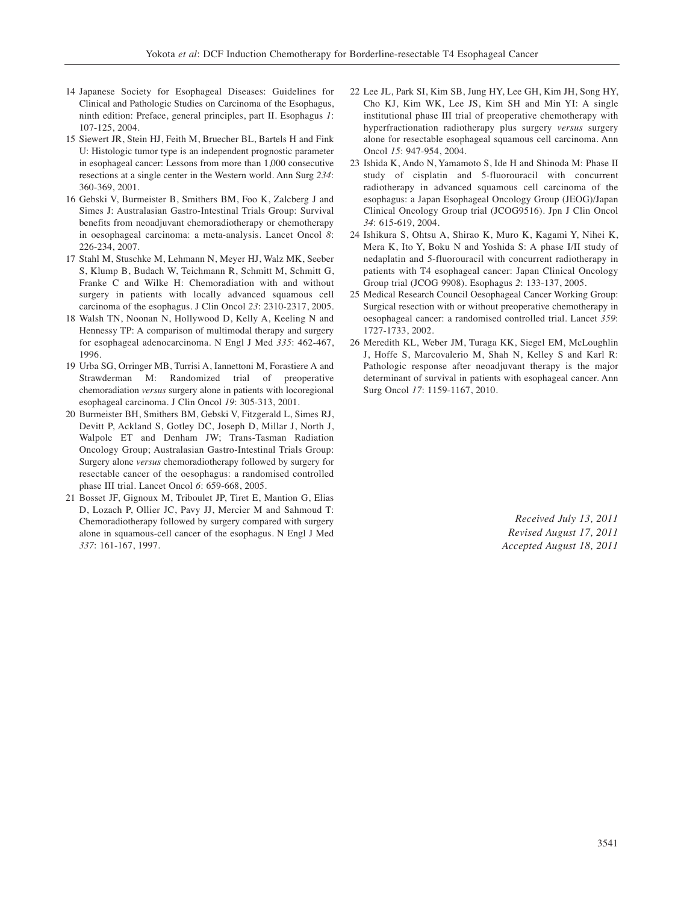14 Japanese Society for Esophageal Diseases: Guidelines for Clinical and Pathologic Studies on Carcinoma of the Esophagus, ninth edition: Preface, general principles, part II. Esophagus *1*: 107-125, 2004.

15 Siewert JR, Stein HJ, Feith M, Bruecher BL, Bartels H and Fink U: Histologic tumor type is an independent prognostic parameter in esophageal cancer: Lessons from more than 1,000 consecutive resections at a single center in the Western world. Ann Surg *234*: 360-369, 2001.

16 Gebski V, Burmeister B, Smithers BM, Foo K, Zalcberg J and Simes J: Australasian Gastro-Intestinal Trials Group: Survival benefits from neoadjuvant chemoradiotherapy or chemotherapy in oesophageal carcinoma: a meta-analysis. Lancet Oncol *8*: 226-234, 2007.

17 Stahl M, Stuschke M, Lehmann N, Meyer HJ, Walz MK, Seeber S, Klump B, Budach W, Teichmann R, Schmitt M, Schmitt G, Franke C and Wilke H: Chemoradiation with and without surgery in patients with locally advanced squamous cell carcinoma of the esophagus. J Clin Oncol *23*: 2310-2317, 2005.

18 Walsh TN, Noonan N, Hollywood D, Kelly A, Keeling N and Hennessy TP: A comparison of multimodal therapy and surgery for esophageal adenocarcinoma. N Engl J Med *335*: 462-467, 1996.

19 Urba SG, Orringer MB, Turrisi A, Iannettoni M, Forastiere A and Strawderman M: Randomized trial of preoperative chemoradiation *versus* surgery alone in patients with locoregional esophageal carcinoma. J Clin Oncol *19*: 305-313, 2001.

20 Burmeister BH, Smithers BM, Gebski V, Fitzgerald L, Simes RJ, Devitt P, Ackland S, Gotley DC, Joseph D, Millar J, North J, Walpole ET and Denham JW; Trans-Tasman Radiation Oncology Group; Australasian Gastro-Intestinal Trials Group: Surgery alone *versus* chemoradiotherapy followed by surgery for resectable cancer of the oesophagus: a randomised controlled phase III trial. Lancet Oncol *6*: 659-668, 2005.

21 Bosset JF, Gignoux M, Triboulet JP, Tiret E, Mantion G, Elias D, Lozach P, Ollier JC, Pavy JJ, Mercier M and Sahmoud T: Chemoradiotherapy followed by surgery compared with surgery alone in squamous-cell cancer of the esophagus. N Engl J Med *337*: 161-167, 1997.

22 Lee JL, Park SI, Kim SB, Jung HY, Lee GH, Kim JH, Song HY, Cho KJ, Kim WK, Lee JS, Kim SH and Min YI: A single institutional phase III trial of preoperative chemotherapy with hyperfractionation radiotherapy plus surgery *versus* surgery alone for resectable esophageal squamous cell carcinoma. Ann Oncol *15*: 947-954, 2004.

23 Ishida K, Ando N, Yamamoto S, Ide H and Shinoda M: Phase II study of cisplatin and 5-fluorouracil with concurrent radiotherapy in advanced squamous cell carcinoma of the esophagus: a Japan Esophageal Oncology Group (JEOG)/Japan Clinical Oncology Group trial (JCOG9516). Jpn J Clin Oncol *34*: 615-619, 2004.

24 Ishikura S, Ohtsu A, Shirao K, Muro K, Kagami Y, Nihei K, Mera K, Ito Y, Boku N and Yoshida S: A phase I/II study of nedaplatin and 5-fluorouracil with concurrent radiotherapy in patients with T4 esophageal cancer: Japan Clinical Oncology Group trial (JCOG 9908). Esophagus *2*: 133-137, 2005.

25 Medical Research Council Oesophageal Cancer Working Group: Surgical resection with or without preoperative chemotherapy in oesophageal cancer: a randomised controlled trial. Lancet *359*: 1727-1733, 2002.

26 Meredith KL, Weber JM, Turaga KK, Siegel EM, McLoughlin J, Hoffe S, Marcovalerio M, Shah N, Kelley S and Karl R: Pathologic response after neoadjuvant therapy is the major determinant of survival in patients with esophageal cancer. Ann Surg Oncol *17*: 1159-1167, 2010.

*Received July 13, 2011*
*Revised August 17, 2011*
*Accepted August 18, 2011*